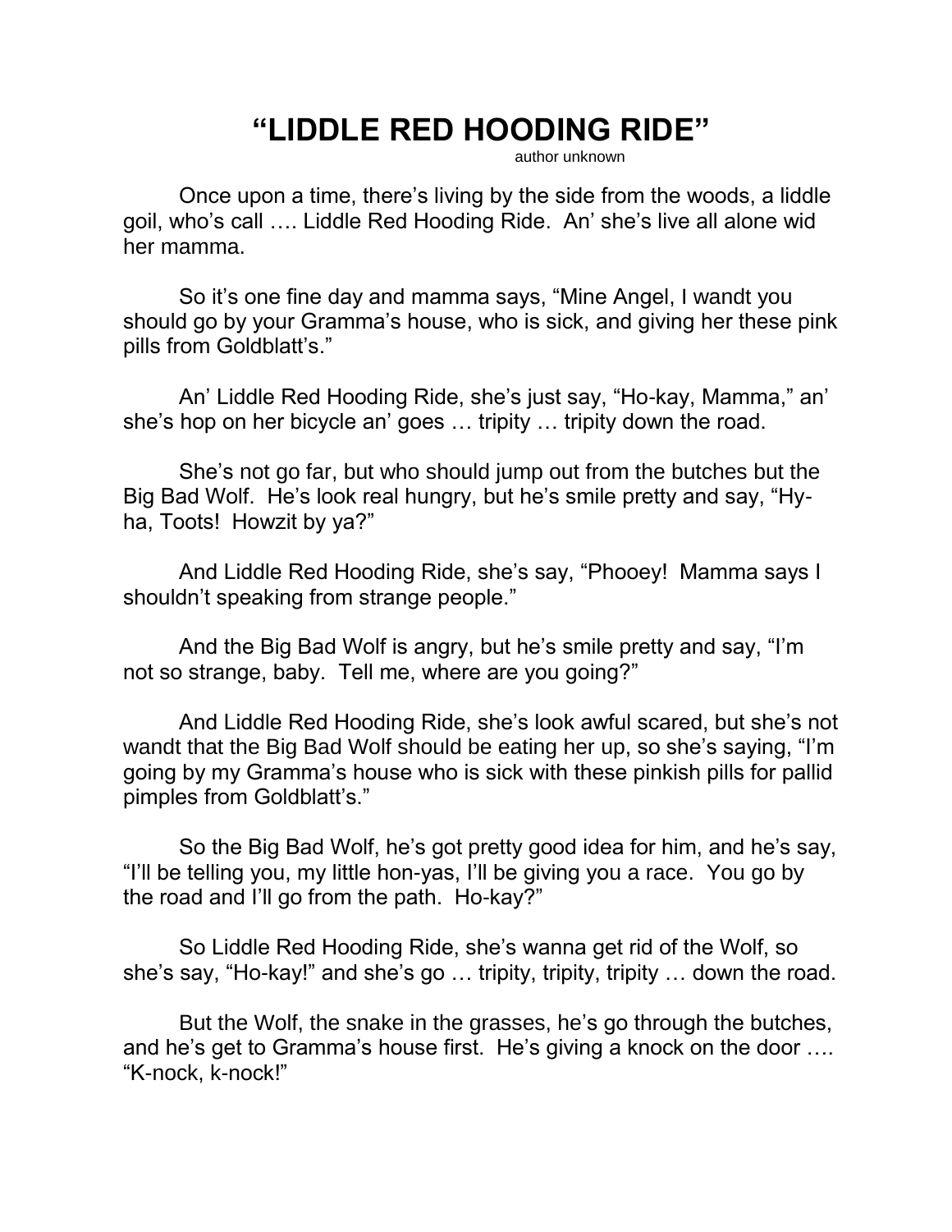# "LIDDLE RED HOODING RIDE"

author unknown

Once upon a time, there's living by the side from the woods, a liddle goil, who's call …. Liddle Red Hooding Ride. An' she's live all alone wid her mamma.

So it's one fine day and mamma says, "Mine Angel, I wandt you should go by your Gramma's house, who is sick, and giving her these pink pills from Goldblatt's."

An' Liddle Red Hooding Ride, she's just say, "Ho-kay, Mamma," an' she's hop on her bicycle an' goes … tripity … tripity down the road.

She's not go far, but who should jump out from the butches but the Big Bad Wolf. He's look real hungry, but he's smile pretty and say, "Hy-ha, Toots! Howzit by ya?"

And Liddle Red Hooding Ride, she's say, "Phooey! Mamma says I shouldn't speaking from strange people."

And the Big Bad Wolf is angry, but he's smile pretty and say, "I'm not so strange, baby. Tell me, where are you going?"

And Liddle Red Hooding Ride, she's look awful scared, but she's not wandt that the Big Bad Wolf should be eating her up, so she's saying, "I'm going by my Gramma's house who is sick with these pinkish pills for pallid pimples from Goldblatt's."

So the Big Bad Wolf, he's got pretty good idea for him, and he's say, "I'll be telling you, my little hon-yas, I'll be giving you a race. You go by the road and I'll go from the path. Ho-kay?"

So Liddle Red Hooding Ride, she's wanna get rid of the Wolf, so she's say, "Ho-kay!" and she's go … tripity, tripity, tripity … down the road.

But the Wolf, the snake in the grasses, he's go through the butches, and he's get to Gramma's house first. He's giving a knock on the door …. "K-nock, k-nock!"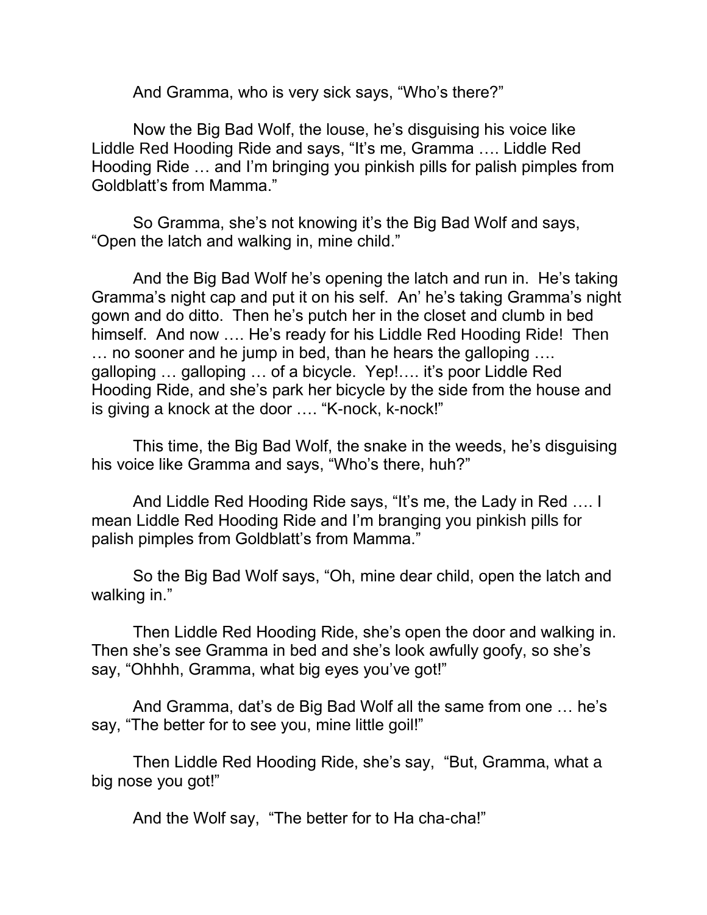And Gramma, who is very sick says, "Who's there?"

Now the Big Bad Wolf, the louse, he's disguising his voice like Liddle Red Hooding Ride and says, "It's me, Gramma …. Liddle Red Hooding Ride … and I'm bringing you pinkish pills for palish pimples from Goldblatt's from Mamma."

So Gramma, she's not knowing it's the Big Bad Wolf and says, "Open the latch and walking in, mine child."

And the Big Bad Wolf he's opening the latch and run in. He's taking Gramma's night cap and put it on his self. An' he's taking Gramma's night gown and do ditto. Then he's putch her in the closet and clumb in bed himself. And now …. He's ready for his Liddle Red Hooding Ride! Then … no sooner and he jump in bed, than he hears the galloping …. galloping … galloping … of a bicycle. Yep!…. it's poor Liddle Red Hooding Ride, and she's park her bicycle by the side from the house and is giving a knock at the door …. "K-nock, k-nock!"

This time, the Big Bad Wolf, the snake in the weeds, he's disguising his voice like Gramma and says, "Who's there, huh?"

And Liddle Red Hooding Ride says, "It's me, the Lady in Red …. I mean Liddle Red Hooding Ride and I'm branging you pinkish pills for palish pimples from Goldblatt's from Mamma."

So the Big Bad Wolf says, "Oh, mine dear child, open the latch and walking in."

Then Liddle Red Hooding Ride, she's open the door and walking in. Then she's see Gramma in bed and she's look awfully goofy, so she's say, "Ohhhh, Gramma, what big eyes you've got!"

And Gramma, dat's de Big Bad Wolf all the same from one … he's say, "The better for to see you, mine little goil!"

Then Liddle Red Hooding Ride, she's say, "But, Gramma, what a big nose you got!"

And the Wolf say, "The better for to Ha cha-cha!"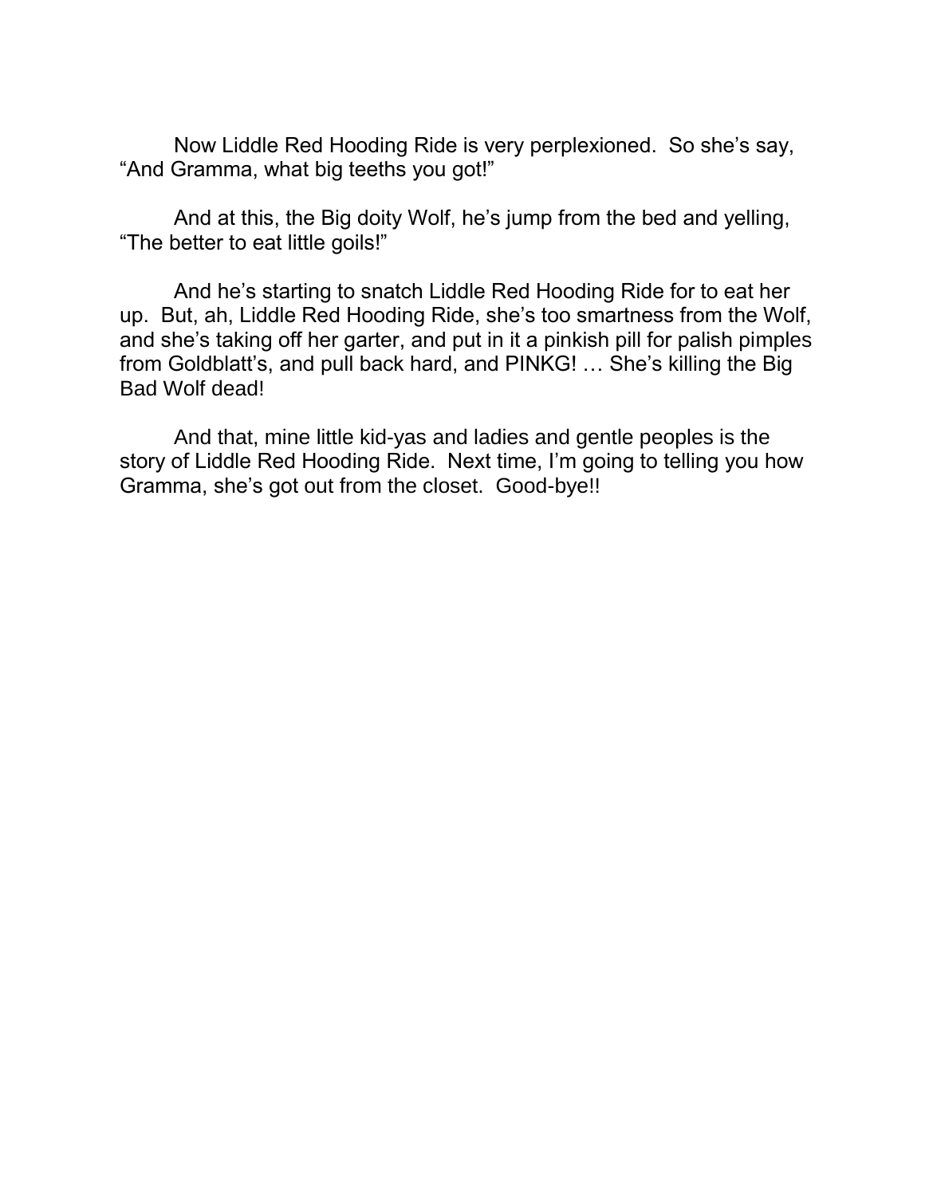Now Liddle Red Hooding Ride is very perplexioned. So she's say, "And Gramma, what big teeths you got!"

And at this, the Big doity Wolf, he's jump from the bed and yelling, "The better to eat little goils!"

And he's starting to snatch Liddle Red Hooding Ride for to eat her up. But, ah, Liddle Red Hooding Ride, she's too smartness from the Wolf, and she's taking off her garter, and put in it a pinkish pill for palish pimples from Goldblatt's, and pull back hard, and PINKG! … She's killing the Big Bad Wolf dead!

And that, mine little kid-yas and ladies and gentle peoples is the story of Liddle Red Hooding Ride. Next time, I'm going to telling you how Gramma, she's got out from the closet. Good-bye!!